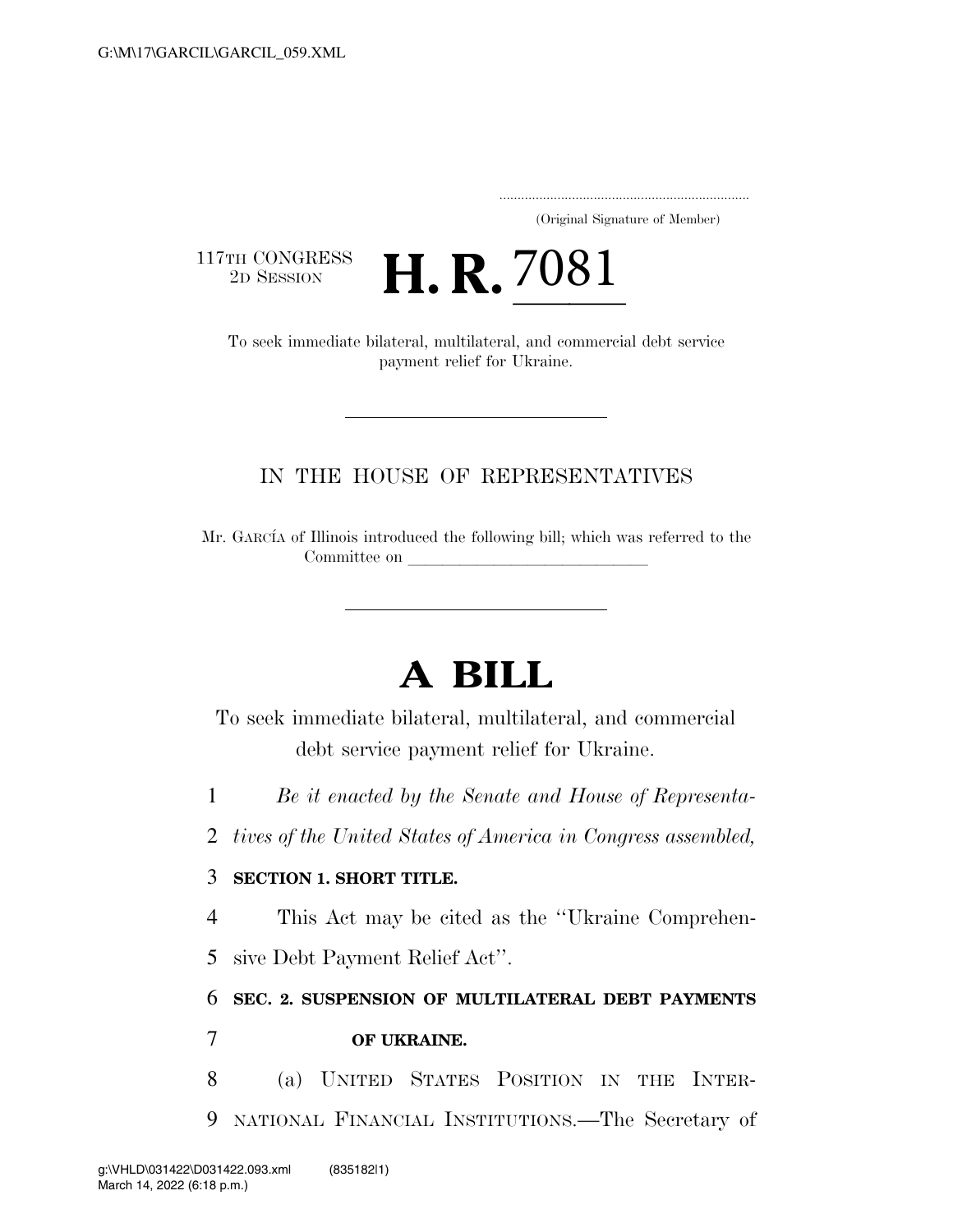(Original Signature of Member)

117TH CONGRESS
2D SESSION

# H. R. 7081

To seek immediate bilateral, multilateral, and commercial debt service payment relief for Ukraine.

IN THE HOUSE OF REPRESENTATIVES

Mr. GARCÍA of Illinois introduced the following bill; which was referred to the Committee on \_\_\_\_\_\_\_\_\_\_\_\_\_\_\_\_\_\_\_\_\_\_\_\_\_\_\_\_\_\_

# A BILL

To seek immediate bilateral, multilateral, and commercial debt service payment relief for Ukraine.

*Be it enacted by the Senate and House of Representatives of the United States of America in Congress assembled,*

**SECTION 1. SHORT TITLE.**

This Act may be cited as the "Ukraine Comprehensive Debt Payment Relief Act".

**SEC. 2. SUSPENSION OF MULTILATERAL DEBT PAYMENTS OF UKRAINE.**

(a) UNITED STATES POSITION IN THE INTERNATIONAL FINANCIAL INSTITUTIONS.—The Secretary of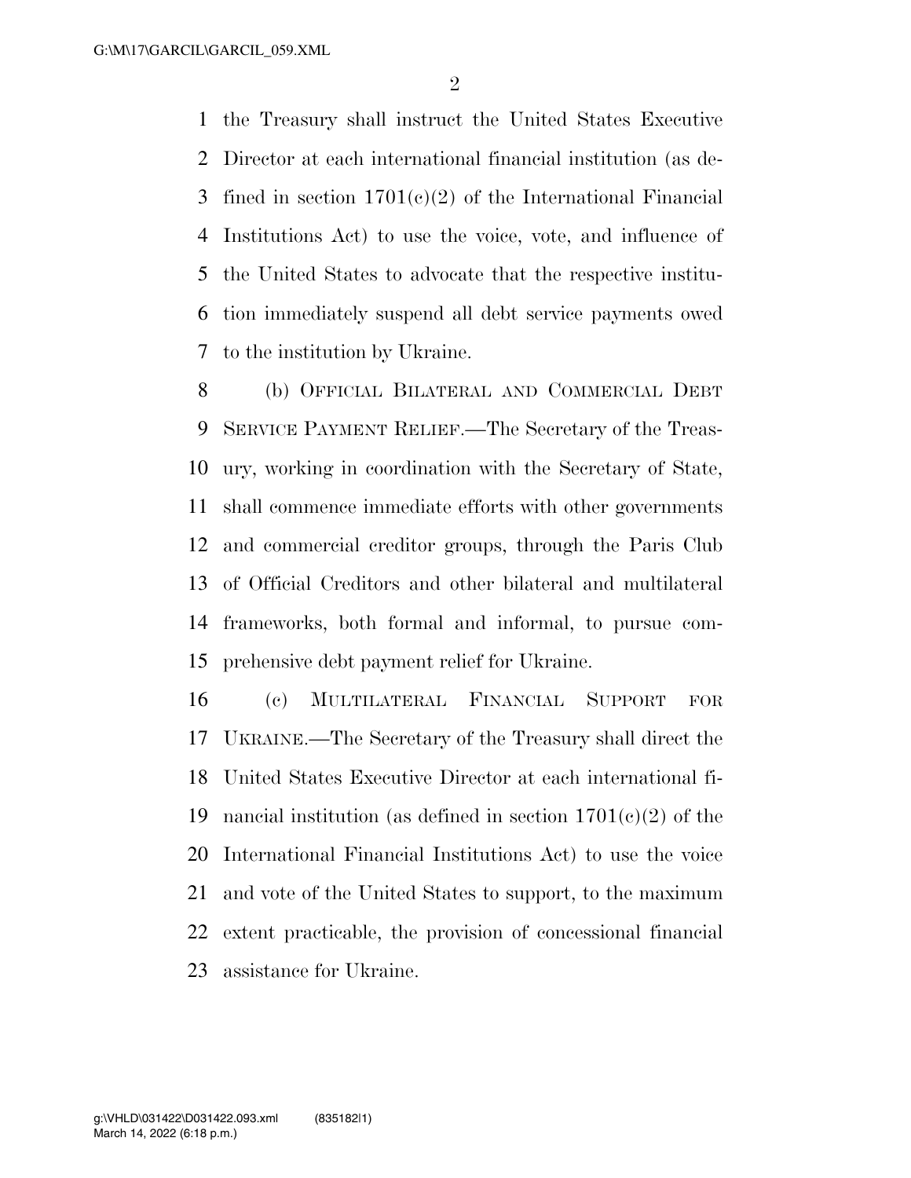the Treasury shall instruct the United States Executive Director at each international financial institution (as defined in section 1701(c)(2) of the International Financial Institutions Act) to use the voice, vote, and influence of the United States to advocate that the respective institution immediately suspend all debt service payments owed to the institution by Ukraine.

(b) OFFICIAL BILATERAL AND COMMERCIAL DEBT SERVICE PAYMENT RELIEF.—The Secretary of the Treasury, working in coordination with the Secretary of State, shall commence immediate efforts with other governments and commercial creditor groups, through the Paris Club of Official Creditors and other bilateral and multilateral frameworks, both formal and informal, to pursue comprehensive debt payment relief for Ukraine.

(c) MULTILATERAL FINANCIAL SUPPORT FOR UKRAINE.—The Secretary of the Treasury shall direct the United States Executive Director at each international financial institution (as defined in section 1701(c)(2) of the International Financial Institutions Act) to use the voice and vote of the United States to support, to the maximum extent practicable, the provision of concessional financial assistance for Ukraine.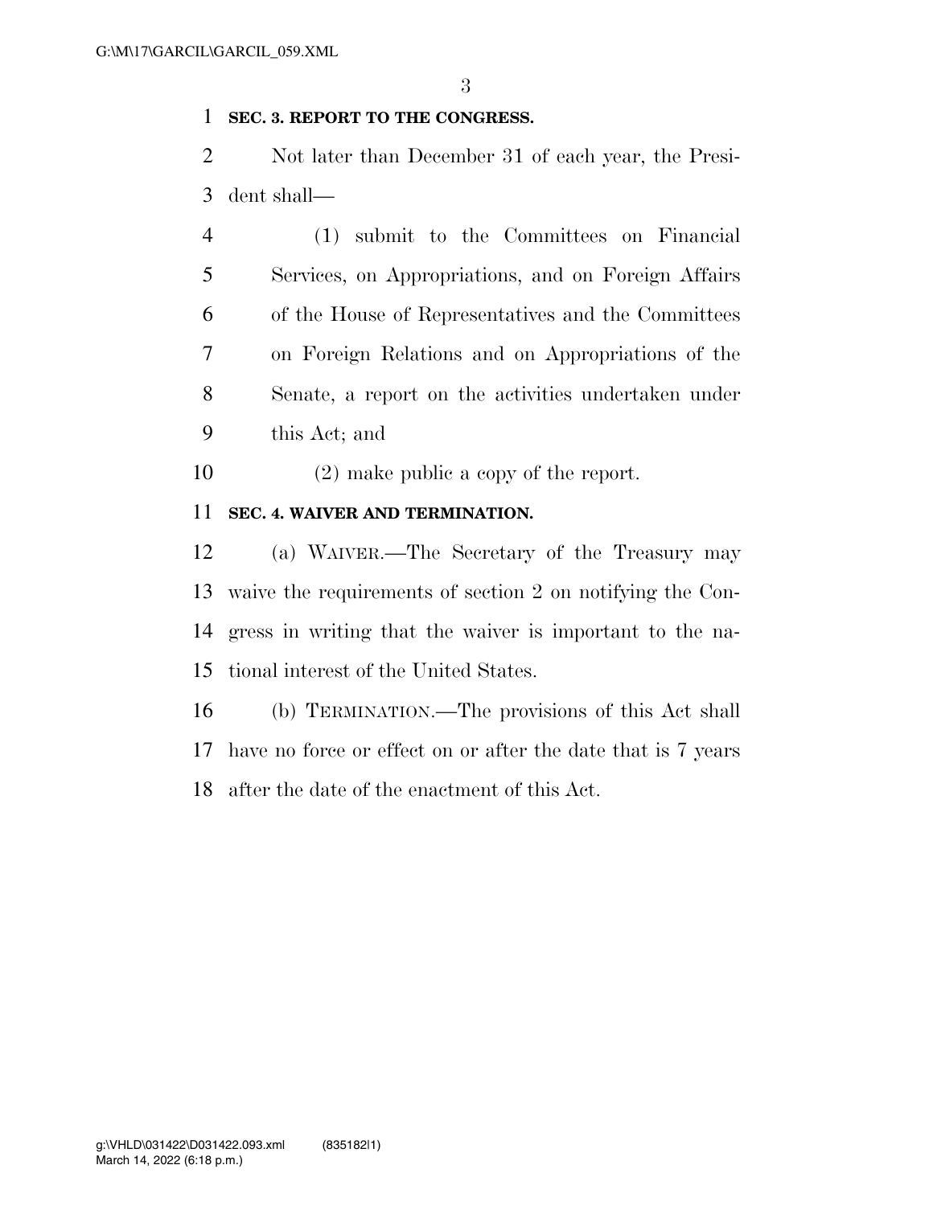**SEC. 3. REPORT TO THE CONGRESS.**

Not later than December 31 of each year, the President shall—

(1) submit to the Committees on Financial Services, on Appropriations, and on Foreign Affairs of the House of Representatives and the Committees on Foreign Relations and on Appropriations of the Senate, a report on the activities undertaken under this Act; and

(2) make public a copy of the report.

**SEC. 4. WAIVER AND TERMINATION.**

(a) WAIVER.—The Secretary of the Treasury may waive the requirements of section 2 on notifying the Congress in writing that the waiver is important to the national interest of the United States.

(b) TERMINATION.—The provisions of this Act shall have no force or effect on or after the date that is 7 years after the date of the enactment of this Act.